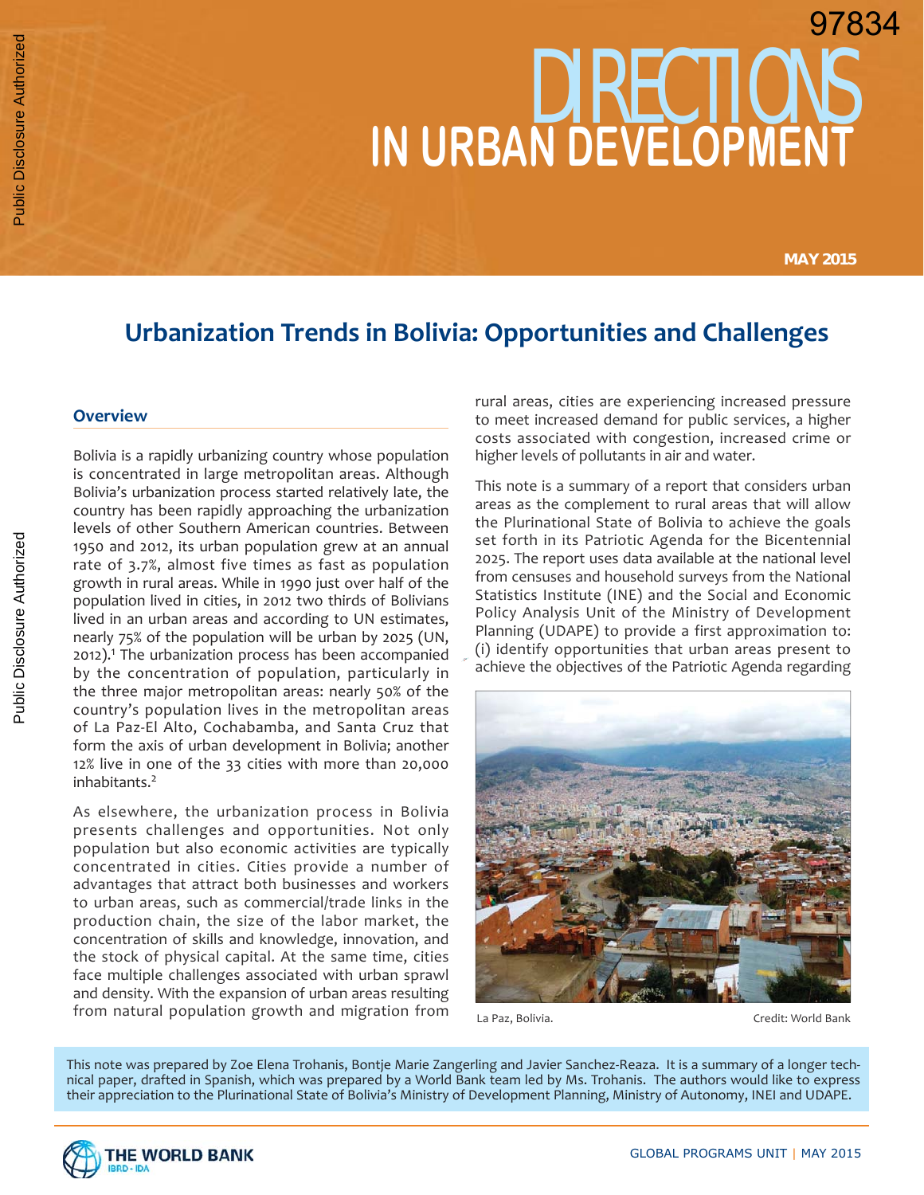97834

# DIRECTIONS IN URBAN DEVELOPMENT

MAY 2015

## Urbanization Trends in Bolivia: Opportunities and Challenges

### Overview

Bolivia is a rapidly urbanizing country whose population is concentrated in large metropolitan areas. Although Bolivia's urbanization process started relatively late, the country has been rapidly approaching the urbanization levels of other Southern American countries. Between 1950 and 2012, its urban population grew at an annual rate of 3.7%, almost five times as fast as population growth in rural areas. While in 1990 just over half of the population lived in cities, in 2012 two thirds of Bolivians lived in an urban areas and according to UN estimates, nearly 75% of the population will be urban by 2025 (UN, 2012).[1] The urbanization process has been accompanied by the concentration of population, particularly in the three major metropolitan areas: nearly 50% of the country's population lives in the metropolitan areas of La Paz-El Alto, Cochabamba, and Santa Cruz that form the axis of urban development in Bolivia; another 12% live in one of the 33 cities with more than 20,000 inhabitants.[2]

As elsewhere, the urbanization process in Bolivia presents challenges and opportunities. Not only population but also economic activities are typically concentrated in cities. Cities provide a number of advantages that attract both businesses and workers to urban areas, such as commercial/trade links in the production chain, the size of the labor market, the concentration of skills and knowledge, innovation, and the stock of physical capital. At the same time, cities face multiple challenges associated with urban sprawl and density. With the expansion of urban areas resulting from natural population growth and migration from rural areas, cities are experiencing increased pressure to meet increased demand for public services, a higher costs associated with congestion, increased crime or higher levels of pollutants in air and water.

This note is a summary of a report that considers urban areas as the complement to rural areas that will allow the Plurinational State of Bolivia to achieve the goals set forth in its Patriotic Agenda for the Bicentennial 2025. The report uses data available at the national level from censuses and household surveys from the National Statistics Institute (INE) and the Social and Economic Policy Analysis Unit of the Ministry of Development Planning (UDAPE) to provide a first approximation to: (i) identify opportunities that urban areas present to achieve the objectives of the Patriotic Agenda regarding

La Paz, Bolivia. Credit: World Bank

This note was prepared by Zoe Elena Trohanis, Bontje Marie Zangerling and Javier Sanchez-Reaza. It is a summary of a longer technical paper, drafted in Spanish, which was prepared by a World Bank team led by Ms. Trohanis. The authors would like to express their appreciation to the Plurinational State of Bolivia's Ministry of Development Planning, Ministry of Autonomy, INEI and UDAPE.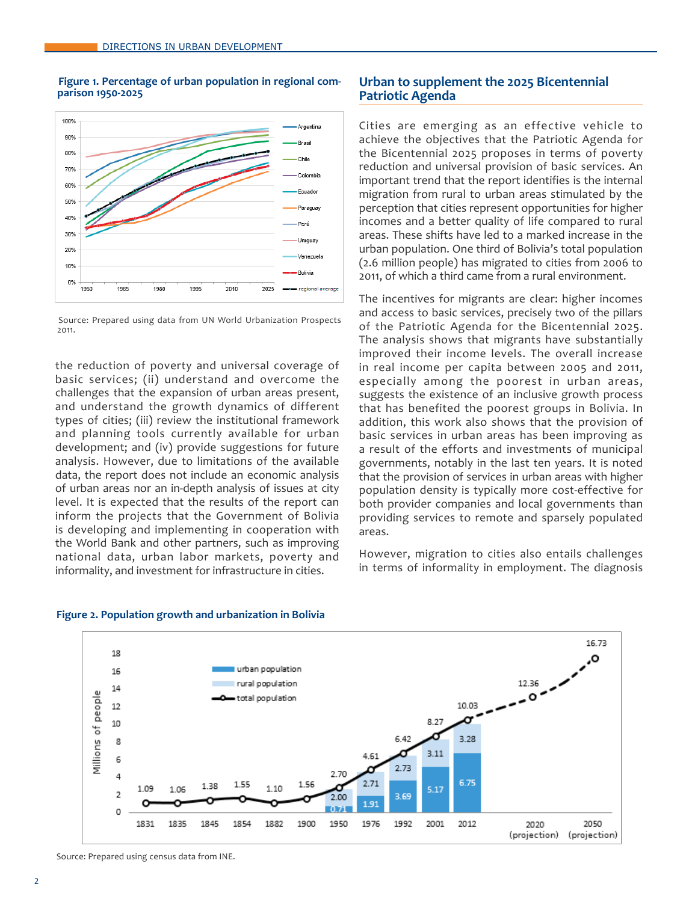**Figure 1. Percentage of urban population in regional comparison 1950-2025**

Source: Prepared using data from UN World Urbanization Prospects 2011.

the reduction of poverty and universal coverage of basic services; (ii) understand and overcome the challenges that the expansion of urban areas present, and understand the growth dynamics of different types of cities; (iii) review the institutional framework and planning tools currently available for urban development; and (iv) provide suggestions for future analysis. However, due to limitations of the available data, the report does not include an economic analysis of urban areas nor an in-depth analysis of issues at city level. It is expected that the results of the report can inform the projects that the Government of Bolivia is developing and implementing in cooperation with the World Bank and other partners, such as improving national data, urban labor markets, poverty and informality, and investment for infrastructure in cities.

## Urban to supplement the 2025 Bicentennial Patriotic Agenda

Cities are emerging as an effective vehicle to achieve the objectives that the Patriotic Agenda for the Bicentennial 2025 proposes in terms of poverty reduction and universal provision of basic services. An important trend that the report identifies is the internal migration from rural to urban areas stimulated by the perception that cities represent opportunities for higher incomes and a better quality of life compared to rural areas. These shifts have led to a marked increase in the urban population. One third of Bolivia's total population (2.6 million people) has migrated to cities from 2006 to 2011, of which a third came from a rural environment.

The incentives for migrants are clear: higher incomes and access to basic services, precisely two of the pillars of the Patriotic Agenda for the Bicentennial 2025. The analysis shows that migrants have substantially improved their income levels. The overall increase in real income per capita between 2005 and 2011, especially among the poorest in urban areas, suggests the existence of an inclusive growth process that has benefited the poorest groups in Bolivia. In addition, this work also shows that the provision of basic services in urban areas has been improving as a result of the efforts and investments of municipal governments, notably in the last ten years. It is noted that the provision of services in urban areas with higher population density is typically more cost-effective for both provider companies and local governments than providing services to remote and sparsely populated areas.

However, migration to cities also entails challenges in terms of informality in employment. The diagnosis

**Figure 2. Population growth and urbanization in Bolivia**

Source: Prepared using census data from INE.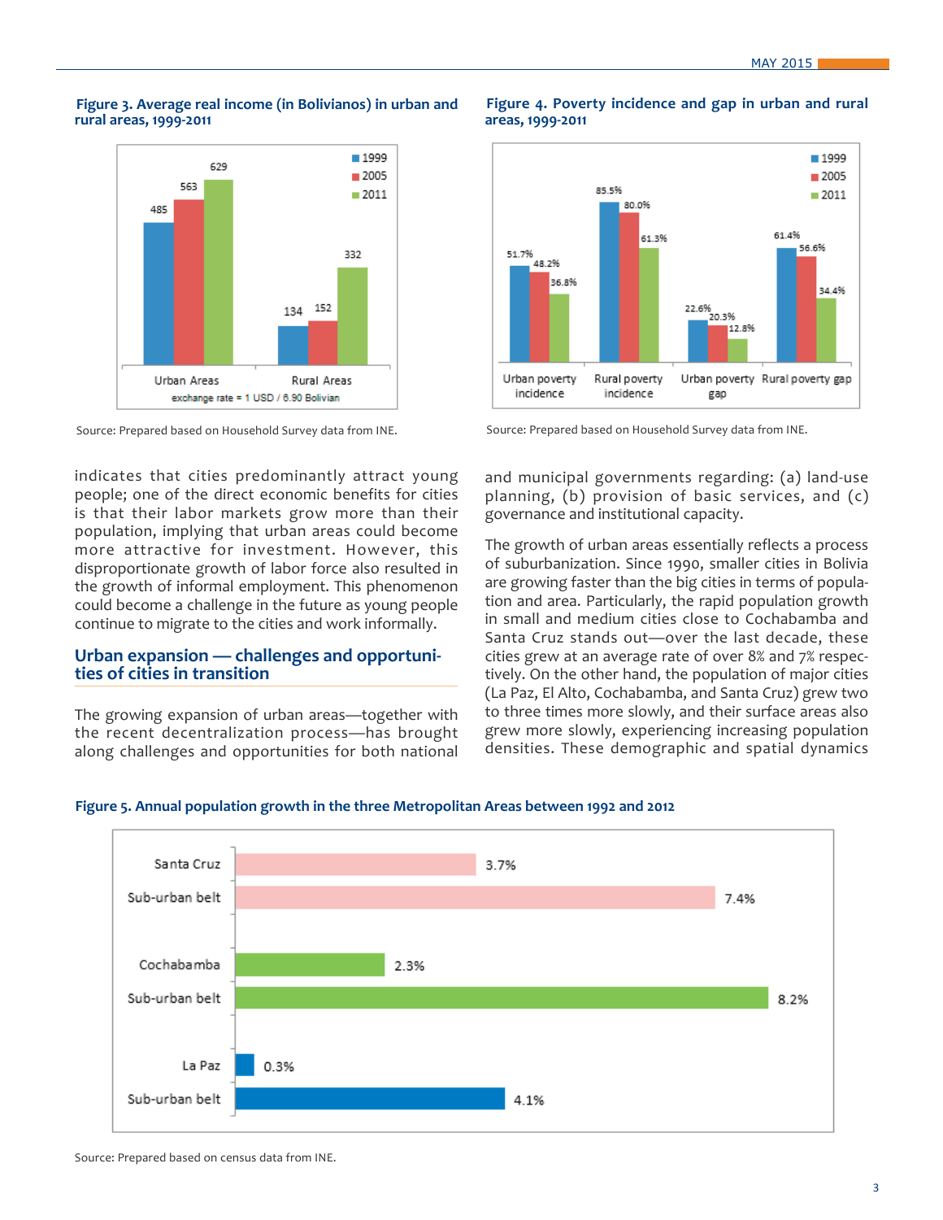**Figure 3. Average real income (in Bolivianos) in urban and rural areas, 1999-2011**

| | 1999 | 2005 | 2011 |
|---|---|---|---|
| Urban Areas | 485 | 563 | 629 |
| Rural Areas | 134 | 152 | 332 |

exchange rate = 1 USD / 6.90 Bolivian

Source: Prepared based on Household Survey data from INE.

**Figure 4. Poverty incidence and gap in urban and rural areas, 1999-2011**

| | 1999 | 2005 | 2011 |
|---|---|---|---|
| Urban poverty incidence | 51.7% | 48.2% | 36.8% |
| Rural poverty incidence | 85.5% | 80.0% | 61.3% |
| Urban poverty gap | 22.6% | 20.3% | 12.8% |
| Rural poverty gap | 61.4% | 56.6% | 34.4% |

Source: Prepared based on Household Survey data from INE.

indicates that cities predominantly attract young people; one of the direct economic benefits for cities is that their labor markets grow more than their population, implying that urban areas could become more attractive for investment. However, this disproportionate growth of labor force also resulted in the growth of informal employment. This phenomenon could become a challenge in the future as young people continue to migrate to the cities and work informally.

## Urban expansion — challenges and opportunities of cities in transition

The growing expansion of urban areas—together with the recent decentralization process—has brought along challenges and opportunities for both national and municipal governments regarding: (a) land-use planning, (b) provision of basic services, and (c) governance and institutional capacity.

The growth of urban areas essentially reflects a process of suburbanization. Since 1990, smaller cities in Bolivia are growing faster than the big cities in terms of population and area. Particularly, the rapid population growth in small and medium cities close to Cochabamba and Santa Cruz stands out—over the last decade, these cities grew at an average rate of over 8% and 7% respectively. On the other hand, the population of major cities (La Paz, El Alto, Cochabamba, and Santa Cruz) grew two to three times more slowly, and their surface areas also grew more slowly, experiencing increasing population densities. These demographic and spatial dynamics

**Figure 5. Annual population growth in the three Metropolitan Areas between 1992 and 2012**

| Area | Annual growth |
|---|---|
| Santa Cruz | 3.7% |
| Sub-urban belt | 7.4% |
| Cochabamba | 2.3% |
| Sub-urban belt | 8.2% |
| La Paz | 0.3% |
| Sub-urban belt | 4.1% |

Source: Prepared based on census data from INE.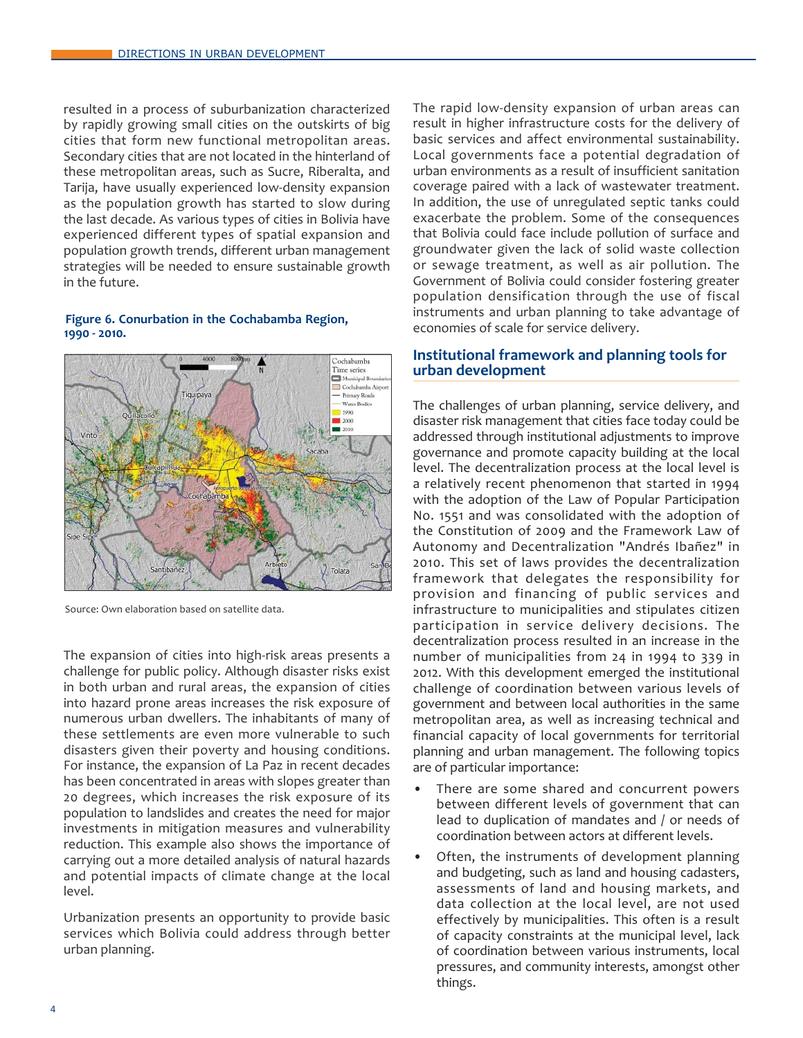resulted in a process of suburbanization characterized by rapidly growing small cities on the outskirts of big cities that form new functional metropolitan areas. Secondary cities that are not located in the hinterland of these metropolitan areas, such as Sucre, Riberalta, and Tarija, have usually experienced low-density expansion as the population growth has started to slow during the last decade. As various types of cities in Bolivia have experienced different types of spatial expansion and population growth trends, different urban management strategies will be needed to ensure sustainable growth in the future.

**Figure 6. Conurbation in the Cochabamba Region, 1990 - 2010.**

Source: Own elaboration based on satellite data.

The expansion of cities into high-risk areas presents a challenge for public policy. Although disaster risks exist in both urban and rural areas, the expansion of cities into hazard prone areas increases the risk exposure of numerous urban dwellers. The inhabitants of many of these settlements are even more vulnerable to such disasters given their poverty and housing conditions. For instance, the expansion of La Paz in recent decades has been concentrated in areas with slopes greater than 20 degrees, which increases the risk exposure of its population to landslides and creates the need for major investments in mitigation measures and vulnerability reduction. This example also shows the importance of carrying out a more detailed analysis of natural hazards and potential impacts of climate change at the local level.

Urbanization presents an opportunity to provide basic services which Bolivia could address through better urban planning.

The rapid low-density expansion of urban areas can result in higher infrastructure costs for the delivery of basic services and affect environmental sustainability. Local governments face a potential degradation of urban environments as a result of insufficient sanitation coverage paired with a lack of wastewater treatment. In addition, the use of unregulated septic tanks could exacerbate the problem. Some of the consequences that Bolivia could face include pollution of surface and groundwater given the lack of solid waste collection or sewage treatment, as well as air pollution. The Government of Bolivia could consider fostering greater population densification through the use of fiscal instruments and urban planning to take advantage of economies of scale for service delivery.

## Institutional framework and planning tools for urban development

The challenges of urban planning, service delivery, and disaster risk management that cities face today could be addressed through institutional adjustments to improve governance and promote capacity building at the local level. The decentralization process at the local level is a relatively recent phenomenon that started in 1994 with the adoption of the Law of Popular Participation No. 1551 and was consolidated with the adoption of the Constitution of 2009 and the Framework Law of Autonomy and Decentralization "Andrés Ibañez" in 2010. This set of laws provides the decentralization framework that delegates the responsibility for provision and financing of public services and infrastructure to municipalities and stipulates citizen participation in service delivery decisions. The decentralization process resulted in an increase in the number of municipalities from 24 in 1994 to 339 in 2012. With this development emerged the institutional challenge of coordination between various levels of government and between local authorities in the same metropolitan area, as well as increasing technical and financial capacity of local governments for territorial planning and urban management. The following topics are of particular importance:

- There are some shared and concurrent powers between different levels of government that can lead to duplication of mandates and / or needs of coordination between actors at different levels.
- Often, the instruments of development planning and budgeting, such as land and housing cadasters, assessments of land and housing markets, and data collection at the local level, are not used effectively by municipalities. This often is a result of capacity constraints at the municipal level, lack of coordination between various instruments, local pressures, and community interests, amongst other things.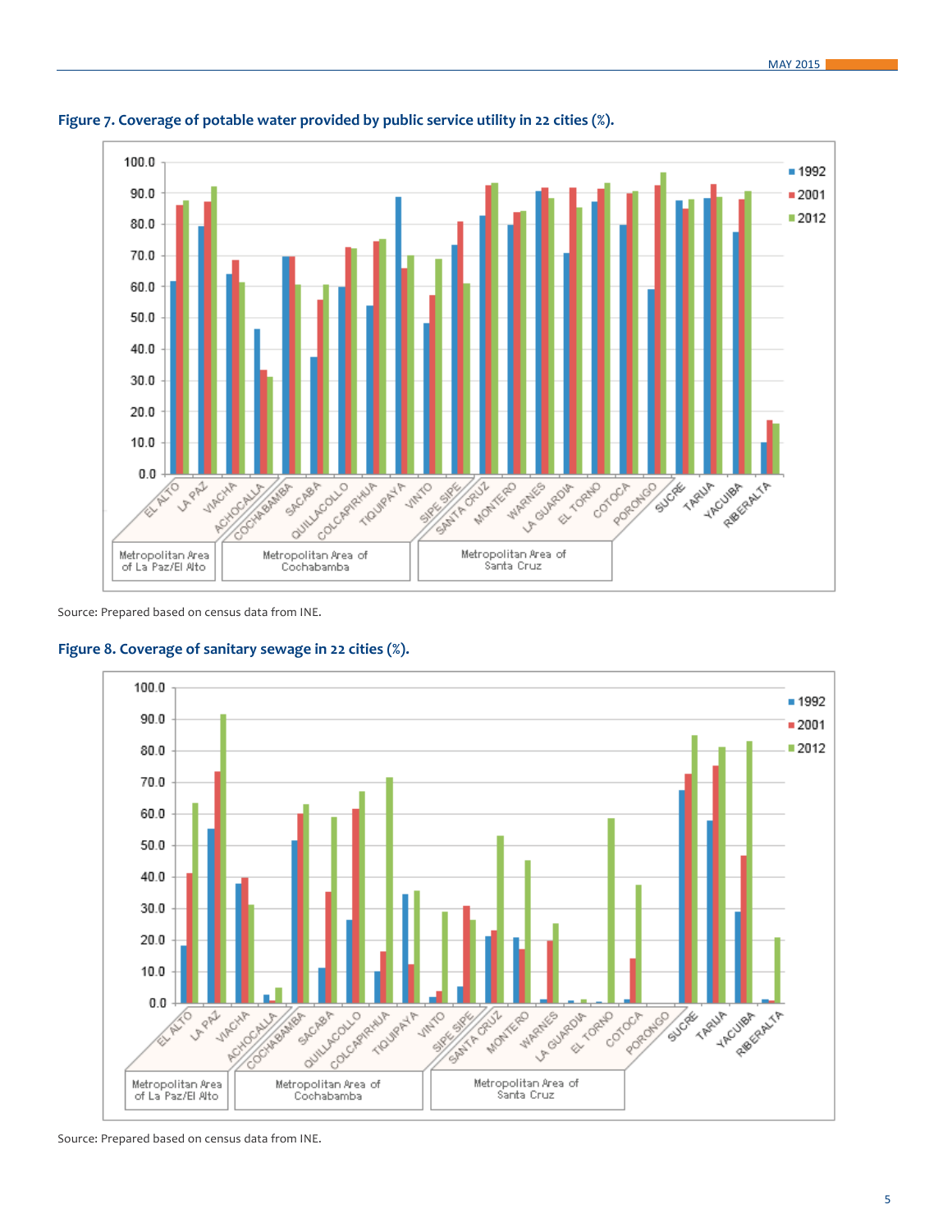**Figure 7. Coverage of potable water provided by public service utility in 22 cities (%).**

Source: Prepared based on census data from INE.

**Figure 8. Coverage of sanitary sewage in 22 cities (%).**

Source: Prepared based on census data from INE.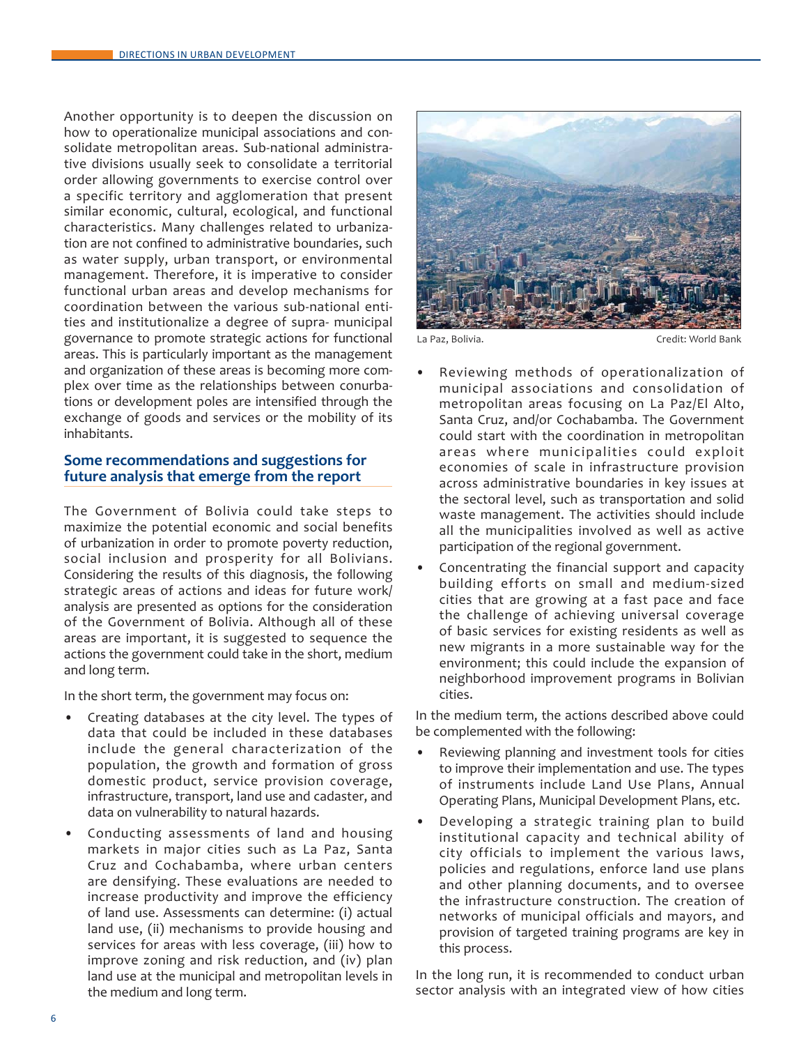Another opportunity is to deepen the discussion on how to operationalize municipal associations and consolidate metropolitan areas. Sub-national administrative divisions usually seek to consolidate a territorial order allowing governments to exercise control over a specific territory and agglomeration that present similar economic, cultural, ecological, and functional characteristics. Many challenges related to urbanization are not confined to administrative boundaries, such as water supply, urban transport, or environmental management. Therefore, it is imperative to consider functional urban areas and develop mechanisms for coordination between the various sub-national entities and institutionalize a degree of supra- municipal governance to promote strategic actions for functional areas. This is particularly important as the management and organization of these areas is becoming more complex over time as the relationships between conurbations or development poles are intensified through the exchange of goods and services or the mobility of its inhabitants.

## Some recommendations and suggestions for future analysis that emerge from the report

The Government of Bolivia could take steps to maximize the potential economic and social benefits of urbanization in order to promote poverty reduction, social inclusion and prosperity for all Bolivians. Considering the results of this diagnosis, the following strategic areas of actions and ideas for future work/analysis are presented as options for the consideration of the Government of Bolivia. Although all of these areas are important, it is suggested to sequence the actions the government could take in the short, medium and long term.

In the short term, the government may focus on:

- Creating databases at the city level. The types of data that could be included in these databases include the general characterization of the population, the growth and formation of gross domestic product, service provision coverage, infrastructure, transport, land use and cadaster, and data on vulnerability to natural hazards.
- Conducting assessments of land and housing markets in major cities such as La Paz, Santa Cruz and Cochabamba, where urban centers are densifying. These evaluations are needed to increase productivity and improve the efficiency of land use. Assessments can determine: (i) actual land use, (ii) mechanisms to provide housing and services for areas with less coverage, (iii) how to improve zoning and risk reduction, and (iv) plan land use at the municipal and metropolitan levels in the medium and long term.

La Paz, Bolivia. Credit: World Bank

- Reviewing methods of operationalization of municipal associations and consolidation of metropolitan areas focusing on La Paz/El Alto, Santa Cruz, and/or Cochabamba. The Government could start with the coordination in metropolitan areas where municipalities could exploit economies of scale in infrastructure provision across administrative boundaries in key issues at the sectoral level, such as transportation and solid waste management. The activities should include all the municipalities involved as well as active participation of the regional government.
- Concentrating the financial support and capacity building efforts on small and medium-sized cities that are growing at a fast pace and face the challenge of achieving universal coverage of basic services for existing residents as well as new migrants in a more sustainable way for the environment; this could include the expansion of neighborhood improvement programs in Bolivian cities.

In the medium term, the actions described above could be complemented with the following:

- Reviewing planning and investment tools for cities to improve their implementation and use. The types of instruments include Land Use Plans, Annual Operating Plans, Municipal Development Plans, etc.
- Developing a strategic training plan to build institutional capacity and technical ability of city officials to implement the various laws, policies and regulations, enforce land use plans and other planning documents, and to oversee the infrastructure construction. The creation of networks of municipal officials and mayors, and provision of targeted training programs are key in this process.

In the long run, it is recommended to conduct urban sector analysis with an integrated view of how cities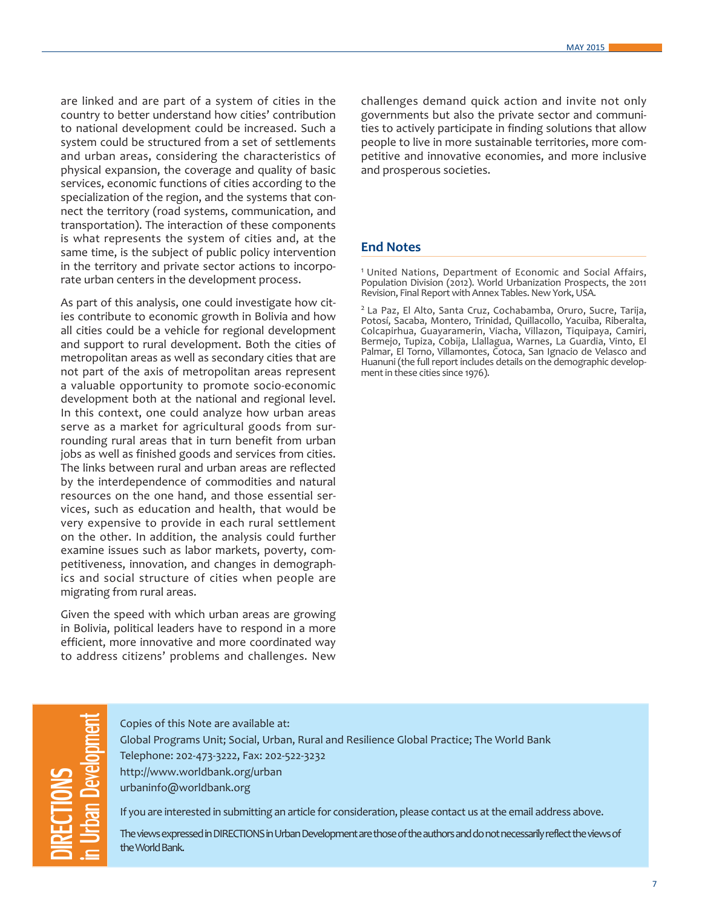are linked and are part of a system of cities in the country to better understand how cities' contribution to national development could be increased. Such a system could be structured from a set of settlements and urban areas, considering the characteristics of physical expansion, the coverage and quality of basic services, economic functions of cities according to the specialization of the region, and the systems that connect the territory (road systems, communication, and transportation). The interaction of these components is what represents the system of cities and, at the same time, is the subject of public policy intervention in the territory and private sector actions to incorporate urban centers in the development process.

As part of this analysis, one could investigate how cities contribute to economic growth in Bolivia and how all cities could be a vehicle for regional development and support to rural development. Both the cities of metropolitan areas as well as secondary cities that are not part of the axis of metropolitan areas represent a valuable opportunity to promote socio-economic development both at the national and regional level. In this context, one could analyze how urban areas serve as a market for agricultural goods from surrounding rural areas that in turn benefit from urban jobs as well as finished goods and services from cities. The links between rural and urban areas are reflected by the interdependence of commodities and natural resources on the one hand, and those essential services, such as education and health, that would be very expensive to provide in each rural settlement on the other. In addition, the analysis could further examine issues such as labor markets, poverty, competitiveness, innovation, and changes in demographics and social structure of cities when people are migrating from rural areas.

Given the speed with which urban areas are growing in Bolivia, political leaders have to respond in a more efficient, more innovative and more coordinated way to address citizens' problems and challenges. New challenges demand quick action and invite not only governments but also the private sector and communities to actively participate in finding solutions that allow people to live in more sustainable territories, more competitive and innovative economies, and more inclusive and prosperous societies.

## End Notes

[1] United Nations, Department of Economic and Social Affairs, Population Division (2012). World Urbanization Prospects, the 2011 Revision, Final Report with Annex Tables. New York, USA.

[2] La Paz, El Alto, Santa Cruz, Cochabamba, Oruro, Sucre, Tarija, Potosí, Sacaba, Montero, Trinidad, Quillacollo, Yacuiba, Riberalta, Colcapirhua, Guayaramerin, Viacha, Villazon, Tiquipaya, Camiri, Bermejo, Tupiza, Cobija, Llallagua, Warnes, La Guardia, Vinto, El Palmar, El Torno, Villamontes, Cotoca, San Ignacio de Velasco and Huanuni (the full report includes details on the demographic development in these cities since 1976).

**DIRECTIONS in Urban Development**

Copies of this Note are available at:
Global Programs Unit; Social, Urban, Rural and Resilience Global Practice; The World Bank
Telephone: 202-473-3222, Fax: 202-522-3232
http://www.worldbank.org/urban
urbaninfo@worldbank.org

If you are interested in submitting an article for consideration, please contact us at the email address above.

The views expressed in DIRECTIONS in Urban Development are those of the authors and do not necessarily reflect the views of the World Bank.